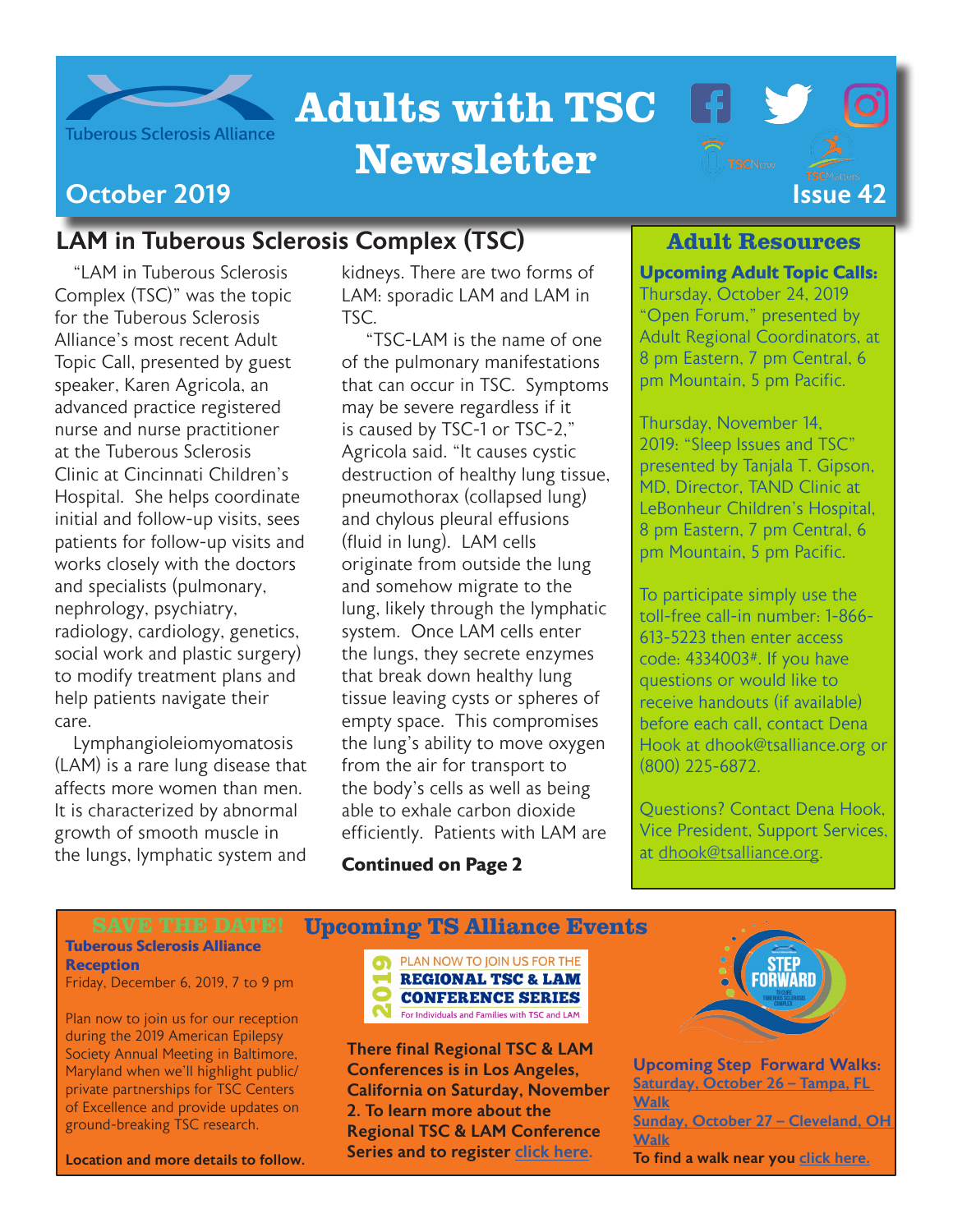Tuberous Sclerosis Alliance

# Adults with TSC Newsletter

**October 2019** — **Issue 42**

## LAM in Tuberous Sclerosis Complex (TSC)

"LAM in Tuberous Sclerosis Complex (TSC)" was the topic for the Tuberous Sclerosis Alliance's most recent Adult Topic Call, presented by guest speaker, Karen Agricola, an advanced practice registered nurse and nurse practitioner at the Tuberous Sclerosis Clinic at Cincinnati Children's Hospital. She helps coordinate initial and follow-up visits, sees patients for follow-up visits and works closely with the doctors and specialists (pulmonary, nephrology, psychiatry, radiology, cardiology, genetics, social work and plastic surgery) to modify treatment plans and help patients navigate their care.

Lymphangioleiomyomatosis (LAM) is a rare lung disease that affects more women than men. It is characterized by abnormal growth of smooth muscle in the lungs, lymphatic system and kidneys. There are two forms of LAM: sporadic LAM and LAM in TSC.

"TSC-LAM is the name of one of the pulmonary manifestations that can occur in TSC. Symptoms may be severe regardless if it is caused by TSC-1 or TSC-2," Agricola said. "It causes cystic destruction of healthy lung tissue, pneumothorax (collapsed lung) and chylous pleural effusions (fluid in lung). LAM cells originate from outside the lung and somehow migrate to the lung, likely through the lymphatic system. Once LAM cells enter the lungs, they secrete enzymes that break down healthy lung tissue leaving cysts or spheres of empty space. This compromises the lung's ability to move oxygen from the air for transport to the body's cells as well as being able to exhale carbon dioxide efficiently. Patients with LAM are

**Continued on Page 2**

## Adult Resources

**Upcoming Adult Topic Calls:**

Thursday, October 24, 2019 "Open Forum," presented by Adult Regional Coordinators, at 8 pm Eastern, 7 pm Central, 6 pm Mountain, 5 pm Pacific.

Thursday, November 14, 2019: "Sleep Issues and TSC" presented by Tanjala T. Gipson, MD, Director, TAND Clinic at LeBonheur Children's Hospital, 8 pm Eastern, 7 pm Central, 6 pm Mountain, 5 pm Pacific.

To participate simply use the toll-free call-in number: 1-866-613-5223 then enter access code: 4334003#. If you have questions or would like to receive handouts (if available) before each call, contact Dena Hook at dhook@tsalliance.org or (800) 225-6872.

Questions? Contact Dena Hook, Vice President, Support Services, at dhook@tsalliance.org.

## Upcoming TS Alliance Events

**SAVE THE DATE!**

**Tuberous Sclerosis Alliance Reception**

Friday, December 6, 2019, 7 to 9 pm

Plan now to join us for our reception during the 2019 American Epilepsy Society Annual Meeting in Baltimore, Maryland when we'll highlight public/private partnerships for TSC Centers of Excellence and provide updates on ground-breaking TSC research.

**Location and more details to follow.**

2019 PLAN NOW TO JOIN US FOR THE **REGIONAL TSC & LAM CONFERENCE SERIES** For Individuals and Families with TSC and LAM

**There final Regional TSC & LAM Conferences is in Los Angeles, California on Saturday, November 2. To learn more about the Regional TSC & LAM Conference Series and to register click here.**

STEP FORWARD TO CURE TUBEROUS SCLEROSIS COMPLEX

**Upcoming Step Forward Walks:**

Saturday, October 26 – Tampa, FL Walk

Sunday, October 27 – Cleveland, OH Walk

**To find a walk near you click here.**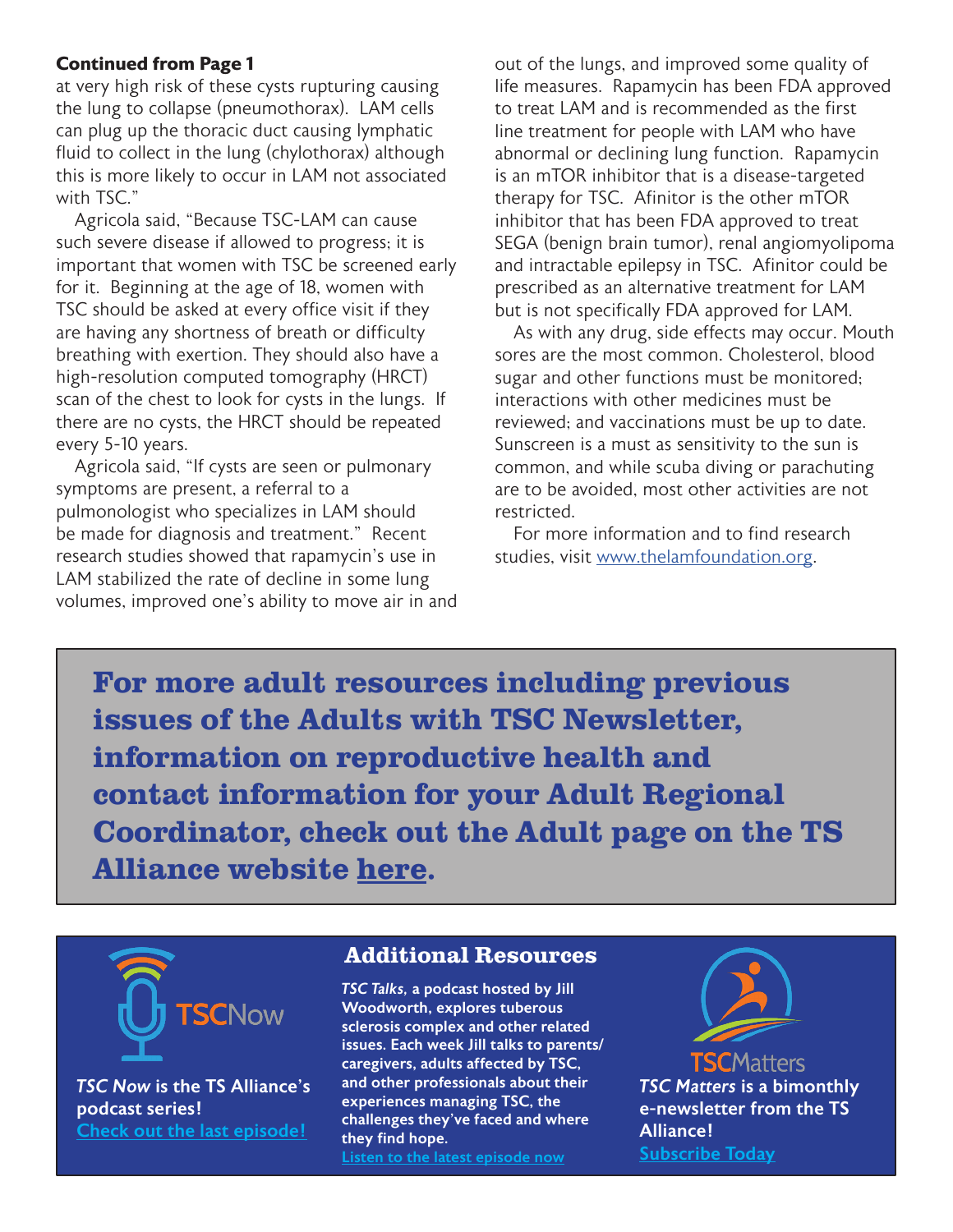**Continued from Page 1**

at very high risk of these cysts rupturing causing the lung to collapse (pneumothorax). LAM cells can plug up the thoracic duct causing lymphatic fluid to collect in the lung (chylothorax) although this is more likely to occur in LAM not associated with TSC."

Agricola said, "Because TSC-LAM can cause such severe disease if allowed to progress; it is important that women with TSC be screened early for it. Beginning at the age of 18, women with TSC should be asked at every office visit if they are having any shortness of breath or difficulty breathing with exertion. They should also have a high-resolution computed tomography (HRCT) scan of the chest to look for cysts in the lungs. If there are no cysts, the HRCT should be repeated every 5-10 years.

Agricola said, "If cysts are seen or pulmonary symptoms are present, a referral to a pulmonologist who specializes in LAM should be made for diagnosis and treatment." Recent research studies showed that rapamycin's use in LAM stabilized the rate of decline in some lung volumes, improved one's ability to move air in and out of the lungs, and improved some quality of life measures. Rapamycin has been FDA approved to treat LAM and is recommended as the first line treatment for people with LAM who have abnormal or declining lung function. Rapamycin is an mTOR inhibitor that is a disease-targeted therapy for TSC. Afinitor is the other mTOR inhibitor that has been FDA approved to treat SEGA (benign brain tumor), renal angiomyolipoma and intractable epilepsy in TSC. Afinitor could be prescribed as an alternative treatment for LAM but is not specifically FDA approved for LAM.

As with any drug, side effects may occur. Mouth sores are the most common. Cholesterol, blood sugar and other functions must be monitored; interactions with other medicines must be reviewed; and vaccinations must be up to date. Sunscreen is a must as sensitivity to the sun is common, and while scuba diving or parachuting are to be avoided, most other activities are not restricted.

For more information and to find research studies, visit www.thelamfoundation.org.

**For more adult resources including previous issues of the Adults with TSC Newsletter, information on reproductive health and contact information for your Adult Regional Coordinator, check out the Adult page on the TS Alliance website here.**

## Additional Resources

TSCNow

***TSC Now* is the TS Alliance's podcast series!**
**Check out the last episode!**

***TSC Talks,* a podcast hosted by Jill Woodworth, explores tuberous sclerosis complex and other related issues. Each week Jill talks to parents/caregivers, adults affected by TSC, and other professionals about their experiences managing TSC, the challenges they've faced and where they find hope.**
**Listen to the latest episode now**

TSCMatters

***TSC Matters* is a bimonthly e-newsletter from the TS Alliance!**
**Subscribe Today**